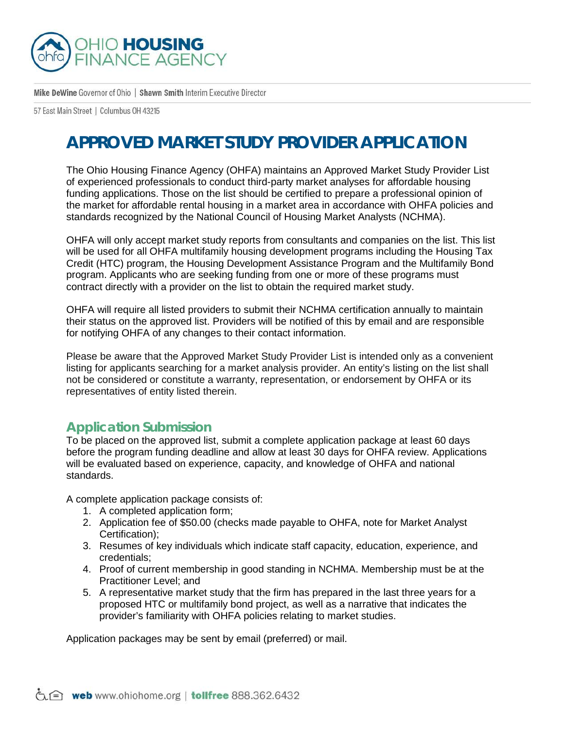# APPROVED MARKET STUDY PROVIDER APPLICATION

The Ohio Housing Finance Agency (OHFA) maintains an Approved Market Study Provider List of experienced professionals to conduct third-party market analyses for affordable housing funding applications. Those on the list should be certified to prepare a professional opinion of the market for affordable rental housing in a market area in accordance with OHFA policies and standards recognized by the National Council of Housing Market Analysts (NCHMA).

OHFA will only accept market study reports from consultants and companies on the list. This list will be used for all OHFA multifamily housing development programs including the Housing Tax Credit (HTC) program, the Housing Development Assistance Program and the Multifamily Bond program. Applicants who are seeking funding from one or more of these programs must contract directly with a provider on the list to obtain the required market study.

OHFA will require all listed providers to submit their NCHMA certification annually to maintain their status on the approved list. Providers will be notified of this by email and are responsible for notifying OHFA of any changes to their contact information.

Please be aware that the Approved Market Study Provider List is intended only as a convenient listing for applicants searching for a market analysis provider. An entity's listing on the list shall not be considered or constitute a warranty, representation, or endorsement by OHFA or its representatives of entity listed therein.

## Application Submission

To be placed on the approved list, submit a complete application package at least 60 days before the program funding deadline and allow at least 30 days for OHFA review. Applications will be evaluated based on experience, capacity, and knowledge of OHFA and national standards.

A complete application package consists of:

1. A completed application form;
2. Application fee of $50.00 (checks made payable to OHFA, note for Market Analyst Certification);
3. Resumes of key individuals which indicate staff capacity, education, experience, and credentials;
4. Proof of current membership in good standing in NCHMA. Membership must be at the Practitioner Level; and
5. A representative market study that the firm has prepared in the last three years for a proposed HTC or multifamily bond project, as well as a narrative that indicates the provider's familiarity with OHFA policies relating to market studies.

Application packages may be sent by email (preferred) or mail.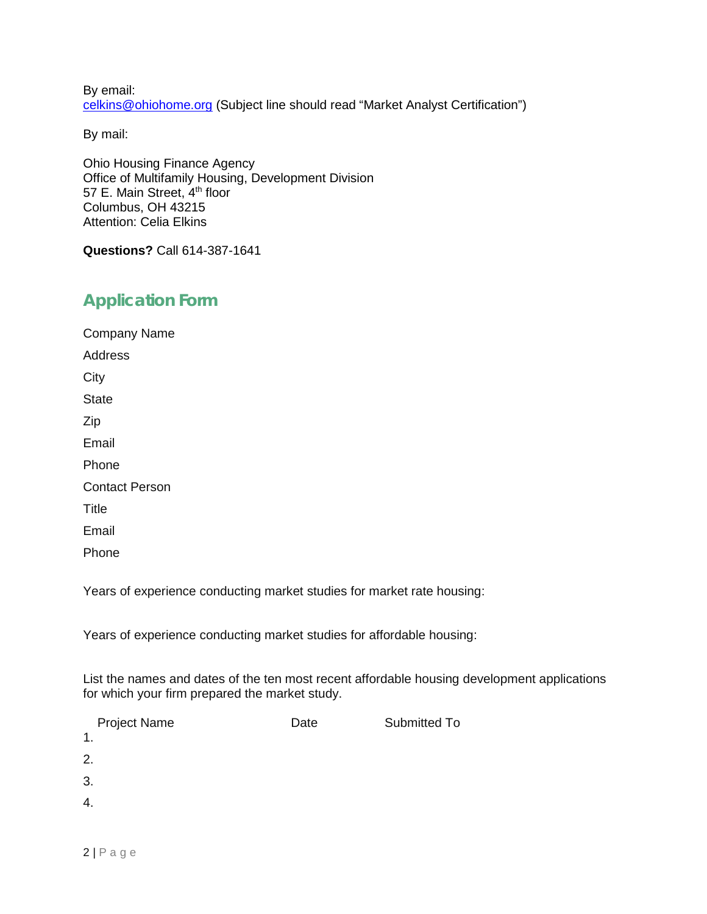By email:
celkins@ohiohome.org (Subject line should read "Market Analyst Certification")

By mail:

Ohio Housing Finance Agency
Office of Multifamily Housing, Development Division
57 E. Main Street, 4th floor
Columbus, OH 43215
Attention: Celia Elkins

**Questions?** Call 614-387-1641

## Application Form

Company Name

Address

City

State

Zip

Email

Phone

Contact Person

Title

Email

Phone

Years of experience conducting market studies for market rate housing:

Years of experience conducting market studies for affordable housing:

List the names and dates of the ten most recent affordable housing development applications for which your firm prepared the market study.

| | Project Name | Date | Submitted To |
|---|---|---|---|
| 1. | | | |
| 2. | | | |
| 3. | | | |
| 4. | | | |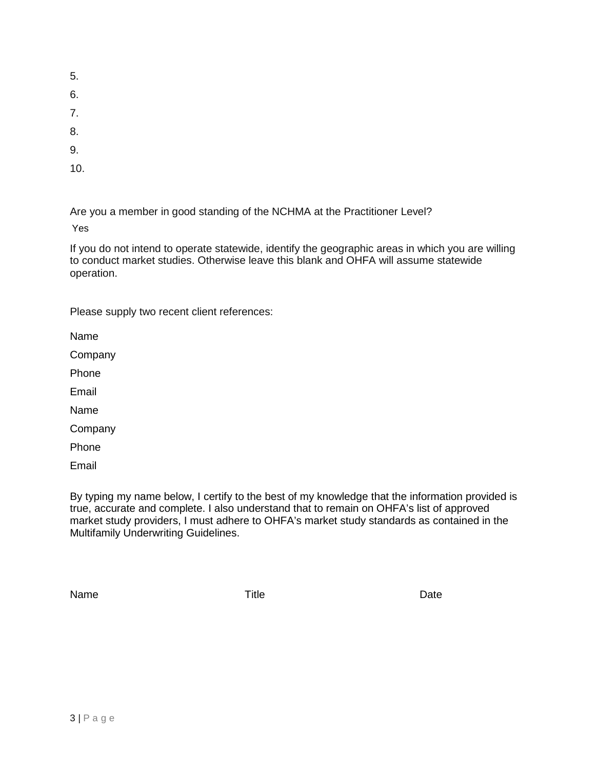5.

6.

7.

8.

9.

10.

Are you a member in good standing of the NCHMA at the Practitioner Level?

Yes

If you do not intend to operate statewide, identify the geographic areas in which you are willing to conduct market studies. Otherwise leave this blank and OHFA will assume statewide operation.

Please supply two recent client references:

Name

Company

Phone

Email

Name

Company

Phone

Email

By typing my name below, I certify to the best of my knowledge that the information provided is true, accurate and complete. I also understand that to remain on OHFA's list of approved market study providers, I must adhere to OHFA's market study standards as contained in the Multifamily Underwriting Guidelines.

Name Title Date